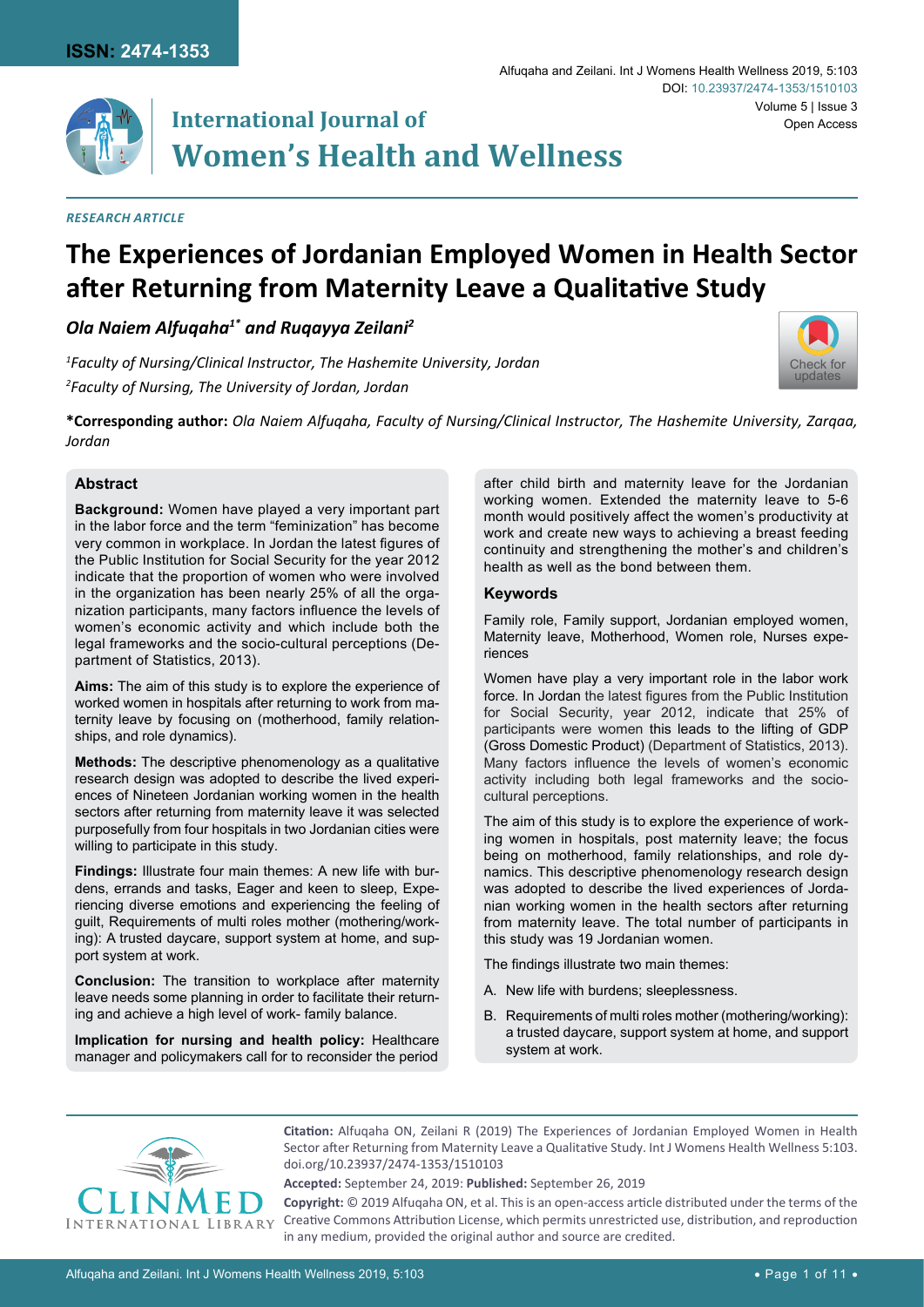ISSN: 2474-1353

# International Journal of Women's Health and Wellness

***RESEARCH ARTICLE***

# The Experiences of Jordanian Employed Women in Health Sector after Returning from Maternity Leave a Qualitative Study

***Ola Naiem Alfuqaha[1*] and Ruqayya Zeilani[2]***

*[1]Faculty of Nursing/Clinical Instructor, The Hashemite University, Jordan*
*[2]Faculty of Nursing, The University of Jordan, Jordan*

**\*Corresponding author:** *Ola Naiem Alfuqaha, Faculty of Nursing/Clinical Instructor, The Hashemite University, Zarqaa, Jordan*

## Abstract

**Background:** Women have played a very important part in the labor force and the term "feminization" has become very common in workplace. In Jordan the latest figures of the Public Institution for Social Security for the year 2012 indicate that the proportion of women who were involved in the organization has been nearly 25% of all the organization participants, many factors influence the levels of women's economic activity and which include both the legal frameworks and the socio-cultural perceptions (Department of Statistics, 2013).

**Aims:** The aim of this study is to explore the experience of worked women in hospitals after returning to work from maternity leave by focusing on (motherhood, family relationships, and role dynamics).

**Methods:** The descriptive phenomenology as a qualitative research design was adopted to describe the lived experiences of Nineteen Jordanian working women in the health sectors after returning from maternity leave it was selected purposefully from four hospitals in two Jordanian cities were willing to participate in this study.

**Findings:** Illustrate four main themes: A new life with burdens, errands and tasks, Eager and keen to sleep, Experiencing diverse emotions and experiencing the feeling of guilt, Requirements of multi roles mother (mothering/working): A trusted daycare, support system at home, and support system at work.

**Conclusion:** The transition to workplace after maternity leave needs some planning in order to facilitate their returning and achieve a high level of work- family balance.

**Implication for nursing and health policy:** Healthcare manager and policymakers call for to reconsider the period after child birth and maternity leave for the Jordanian working women. Extended the maternity leave to 5-6 month would positively affect the women's productivity at work and create new ways to achieving a breast feeding continuity and strengthening the mother's and children's health as well as the bond between them.

### Keywords

Family role, Family support, Jordanian employed women, Maternity leave, Motherhood, Women role, Nurses experiences

Women have play a very important role in the labor work force. In Jordan the latest figures from the Public Institution for Social Security, year 2012, indicate that 25% of participants were women this leads to the lifting of GDP (Gross Domestic Product) (Department of Statistics, 2013). Many factors influence the levels of women's economic activity including both legal frameworks and the socio-cultural perceptions.

The aim of this study is to explore the experience of working women in hospitals, post maternity leave; the focus being on motherhood, family relationships, and role dynamics. This descriptive phenomenology research design was adopted to describe the lived experiences of Jordanian working women in the health sectors after returning from maternity leave. The total number of participants in this study was 19 Jordanian women.

The findings illustrate two main themes:

A. New life with burdens; sleeplessness.

B. Requirements of multi roles mother (mothering/working): a trusted daycare, support system at home, and support system at work.

**Citation:** Alfuqaha ON, Zeilani R (2019) The Experiences of Jordanian Employed Women in Health Sector after Returning from Maternity Leave a Qualitative Study. Int J Womens Health Wellness 5:103. doi.org/10.23937/2474-1353/1510103

**Accepted:** September 24, 2019: **Published:** September 26, 2019

**Copyright:** © 2019 Alfuqaha ON, et al. This is an open-access article distributed under the terms of the Creative Commons Attribution License, which permits unrestricted use, distribution, and reproduction in any medium, provided the original author and source are credited.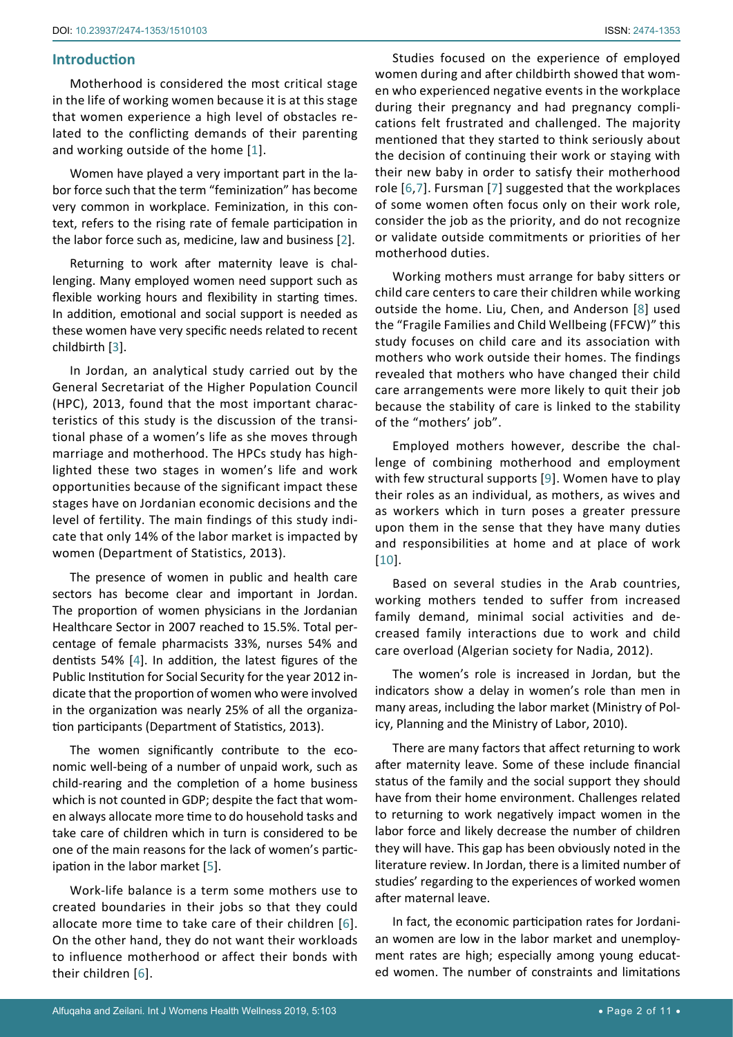## Introduction

Motherhood is considered the most critical stage in the life of working women because it is at this stage that women experience a high level of obstacles related to the conflicting demands of their parenting and working outside of the home [1].

Women have played a very important part in the labor force such that the term "feminization" has become very common in workplace. Feminization, in this context, refers to the rising rate of female participation in the labor force such as, medicine, law and business [2].

Returning to work after maternity leave is challenging. Many employed women need support such as flexible working hours and flexibility in starting times. In addition, emotional and social support is needed as these women have very specific needs related to recent childbirth [3].

In Jordan, an analytical study carried out by the General Secretariat of the Higher Population Council (HPC), 2013, found that the most important characteristics of this study is the discussion of the transitional phase of a women's life as she moves through marriage and motherhood. The HPCs study has highlighted these two stages in women's life and work opportunities because of the significant impact these stages have on Jordanian economic decisions and the level of fertility. The main findings of this study indicate that only 14% of the labor market is impacted by women (Department of Statistics, 2013).

The presence of women in public and health care sectors has become clear and important in Jordan. The proportion of women physicians in the Jordanian Healthcare Sector in 2007 reached to 15.5%. Total percentage of female pharmacists 33%, nurses 54% and dentists 54% [4]. In addition, the latest figures of the Public Institution for Social Security for the year 2012 indicate that the proportion of women who were involved in the organization was nearly 25% of all the organization participants (Department of Statistics, 2013).

The women significantly contribute to the economic well-being of a number of unpaid work, such as child-rearing and the completion of a home business which is not counted in GDP; despite the fact that women always allocate more time to do household tasks and take care of children which in turn is considered to be one of the main reasons for the lack of women's participation in the labor market [5].

Work-life balance is a term some mothers use to created boundaries in their jobs so that they could allocate more time to take care of their children [6]. On the other hand, they do not want their workloads to influence motherhood or affect their bonds with their children [6].

Studies focused on the experience of employed women during and after childbirth showed that women who experienced negative events in the workplace during their pregnancy and had pregnancy complications felt frustrated and challenged. The majority mentioned that they started to think seriously about the decision of continuing their work or staying with their new baby in order to satisfy their motherhood role [6,7]. Fursman [7] suggested that the workplaces of some women often focus only on their work role, consider the job as the priority, and do not recognize or validate outside commitments or priorities of her motherhood duties.

Working mothers must arrange for baby sitters or child care centers to care their children while working outside the home. Liu, Chen, and Anderson [8] used the "Fragile Families and Child Wellbeing (FFCW)" this study focuses on child care and its association with mothers who work outside their homes. The findings revealed that mothers who have changed their child care arrangements were more likely to quit their job because the stability of care is linked to the stability of the "mothers' job".

Employed mothers however, describe the challenge of combining motherhood and employment with few structural supports [9]. Women have to play their roles as an individual, as mothers, as wives and as workers which in turn poses a greater pressure upon them in the sense that they have many duties and responsibilities at home and at place of work [10].

Based on several studies in the Arab countries, working mothers tended to suffer from increased family demand, minimal social activities and decreased family interactions due to work and child care overload (Algerian society for Nadia, 2012).

The women's role is increased in Jordan, but the indicators show a delay in women's role than men in many areas, including the labor market (Ministry of Policy, Planning and the Ministry of Labor, 2010).

There are many factors that affect returning to work after maternity leave. Some of these include financial status of the family and the social support they should have from their home environment. Challenges related to returning to work negatively impact women in the labor force and likely decrease the number of children they will have. This gap has been obviously noted in the literature review. In Jordan, there is a limited number of studies' regarding to the experiences of worked women after maternal leave.

In fact, the economic participation rates for Jordanian women are low in the labor market and unemployment rates are high; especially among young educated women. The number of constraints and limitations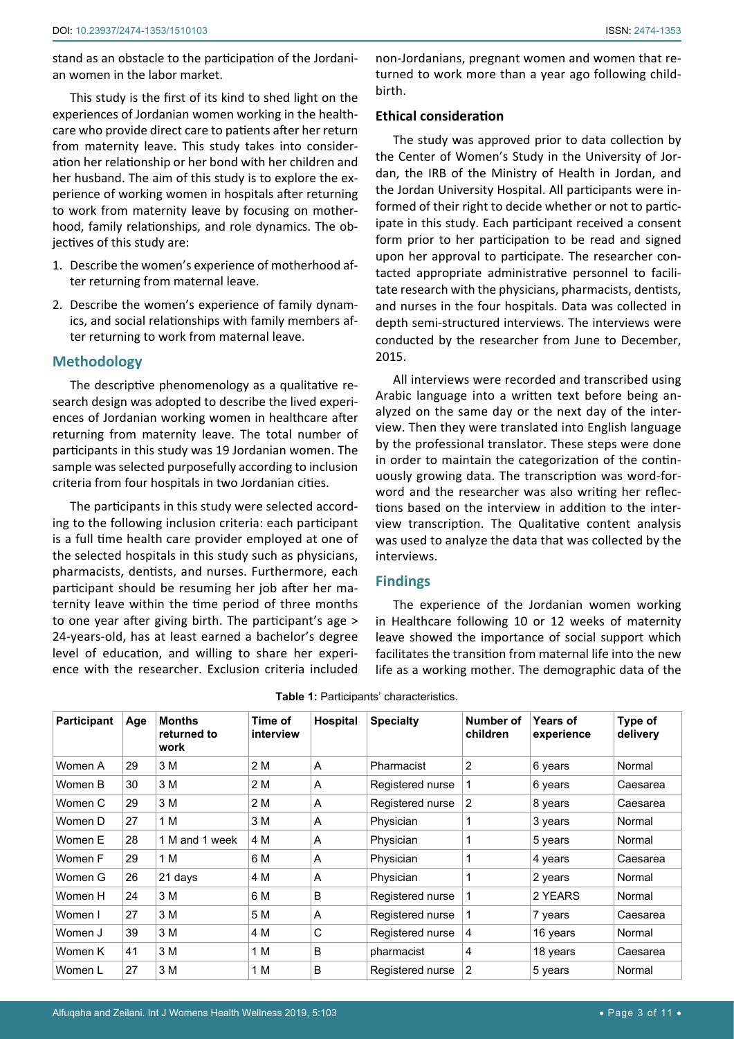stand as an obstacle to the participation of the Jordanian women in the labor market.

This study is the first of its kind to shed light on the experiences of Jordanian women working in the healthcare who provide direct care to patients after her return from maternity leave. This study takes into consideration her relationship or her bond with her children and her husband. The aim of this study is to explore the experience of working women in hospitals after returning to work from maternity leave by focusing on motherhood, family relationships, and role dynamics. The objectives of this study are:

1. Describe the women's experience of motherhood after returning from maternal leave.
2. Describe the women's experience of family dynamics, and social relationships with family members after returning to work from maternal leave.

## Methodology

The descriptive phenomenology as a qualitative research design was adopted to describe the lived experiences of Jordanian working women in healthcare after returning from maternity leave. The total number of participants in this study was 19 Jordanian women. The sample was selected purposefully according to inclusion criteria from four hospitals in two Jordanian cities.

The participants in this study were selected according to the following inclusion criteria: each participant is a full time health care provider employed at one of the selected hospitals in this study such as physicians, pharmacists, dentists, and nurses. Furthermore, each participant should be resuming her job after her maternity leave within the time period of three months to one year after giving birth. The participant's age > 24-years-old, has at least earned a bachelor's degree level of education, and willing to share her experience with the researcher. Exclusion criteria included non-Jordanians, pregnant women and women that returned to work more than a year ago following childbirth.

### Ethical consideration

The study was approved prior to data collection by the Center of Women's Study in the University of Jordan, the IRB of the Ministry of Health in Jordan, and the Jordan University Hospital. All participants were informed of their right to decide whether or not to participate in this study. Each participant received a consent form prior to her participation to be read and signed upon her approval to participate. The researcher contacted appropriate administrative personnel to facilitate research with the physicians, pharmacists, dentists, and nurses in the four hospitals. Data was collected in depth semi-structured interviews. The interviews were conducted by the researcher from June to December, 2015.

All interviews were recorded and transcribed using Arabic language into a written text before being analyzed on the same day or the next day of the interview. Then they were translated into English language by the professional translator. These steps were done in order to maintain the categorization of the continuously growing data. The transcription was word-for-word and the researcher was also writing her reflections based on the interview in addition to the interview transcription. The Qualitative content analysis was used to analyze the data that was collected by the interviews.

## Findings

The experience of the Jordanian women working in Healthcare following 10 or 12 weeks of maternity leave showed the importance of social support which facilitates the transition from maternal life into the new life as a working mother. The demographic data of the

**Table 1:** Participants' characteristics.

| Participant | Age | Months returned to work | Time of interview | Hospital | Specialty | Number of children | Years of experience | Type of delivery |
|---|---|---|---|---|---|---|---|---|
| Women A | 29 | 3 M | 2 M | A | Pharmacist | 2 | 6 years | Normal |
| Women B | 30 | 3 M | 2 M | A | Registered nurse | 1 | 6 years | Caesarea |
| Women C | 29 | 3 M | 2 M | A | Registered nurse | 2 | 8 years | Caesarea |
| Women D | 27 | 1 M | 3 M | A | Physician | 1 | 3 years | Normal |
| Women E | 28 | 1 M and 1 week | 4 M | A | Physician | 1 | 5 years | Normal |
| Women F | 29 | 1 M | 6 M | A | Physician | 1 | 4 years | Caesarea |
| Women G | 26 | 21 days | 4 M | A | Physician | 1 | 2 years | Normal |
| Women H | 24 | 3 M | 6 M | B | Registered nurse | 1 | 2 YEARS | Normal |
| Women I | 27 | 3 M | 5 M | A | Registered nurse | 1 | 7 years | Caesarea |
| Women J | 39 | 3 M | 4 M | C | Registered nurse | 4 | 16 years | Normal |
| Women K | 41 | 3 M | 1 M | B | pharmacist | 4 | 18 years | Caesarea |
| Women L | 27 | 3 M | 1 M | B | Registered nurse | 2 | 5 years | Normal |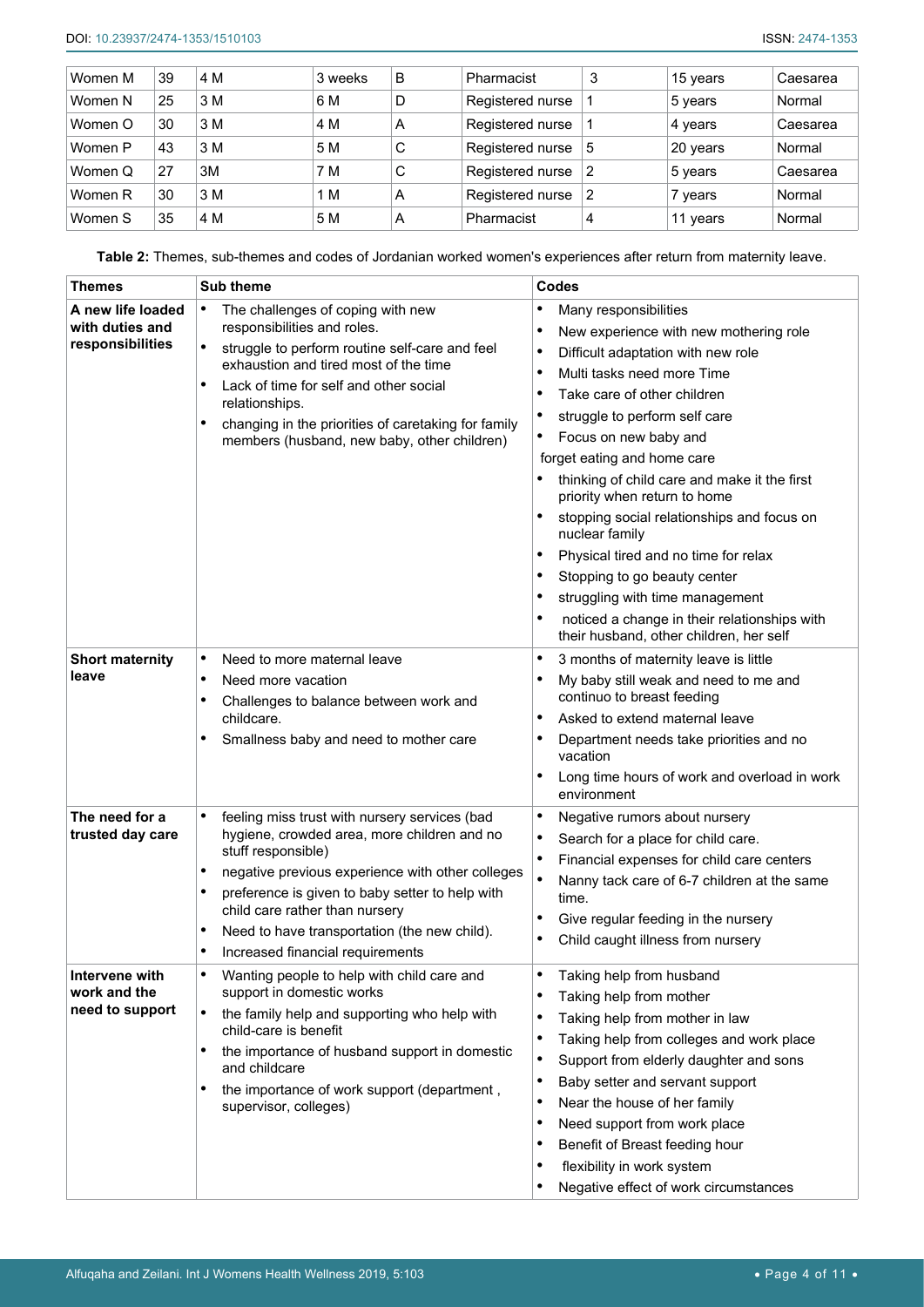| Women M | 39 | 4 M | 3 weeks | B | Pharmacist | 3 | 15 years | Caesarea |
|---|---|---|---|---|---|---|---|---|
| Women N | 25 | 3 M | 6 M | D | Registered nurse | 1 | 5 years | Normal |
| Women O | 30 | 3 M | 4 M | A | Registered nurse | 1 | 4 years | Caesarea |
| Women P | 43 | 3 M | 5 M | C | Registered nurse | 5 | 20 years | Normal |
| Women Q | 27 | 3M | 7 M | C | Registered nurse | 2 | 5 years | Caesarea |
| Women R | 30 | 3 M | 1 M | A | Registered nurse | 2 | 7 years | Normal |
| Women S | 35 | 4 M | 5 M | A | Pharmacist | 4 | 11 years | Normal |

**Table 2:** Themes, sub-themes and codes of Jordanian worked women's experiences after return from maternity leave.

| Themes | Sub theme | Codes |
|---|---|---|
| **A new life loaded with duties and responsibilities** | • The challenges of coping with new responsibilities and roles.<br>• struggle to perform routine self-care and feel exhaustion and tired most of the time<br>• Lack of time for self and other social relationships.<br>• changing in the priorities of caretaking for family members (husband, new baby, other children) | • Many responsibilities<br>• New experience with new mothering role<br>• Difficult adaptation with new role<br>• Multi tasks need more Time<br>• Take care of other children<br>• struggle to perform self care<br>• Focus on new baby and forget eating and home care<br>• thinking of child care and make it the first priority when return to home<br>• stopping social relationships and focus on nuclear family<br>• Physical tired and no time for relax<br>• Stopping to go beauty center<br>• struggling with time management<br>• noticed a change in their relationships with their husband, other children, her self |
| **Short maternity leave** | • Need to more maternal leave<br>• Need more vacation<br>• Challenges to balance between work and childcare.<br>• Smallness baby and need to mother care | • 3 months of maternity leave is little<br>• My baby still weak and need to me and continuo to breast feeding<br>• Asked to extend maternal leave<br>• Department needs take priorities and no vacation<br>• Long time hours of work and overload in work environment |
| **The need for a trusted day care** | • feeling miss trust with nursery services (bad hygiene, crowded area, more children and no stuff responsible)<br>• negative previous experience with other colleges<br>• preference is given to baby setter to help with child care rather than nursery<br>• Need to have transportation (the new child).<br>• Increased financial requirements | • Negative rumors about nursery<br>• Search for a place for child care.<br>• Financial expenses for child care centers<br>• Nanny tack care of 6-7 children at the same time.<br>• Give regular feeding in the nursery<br>• Child caught illness from nursery |
| **Intervene with work and the need to support** | • Wanting people to help with child care and support in domestic works<br>• the family help and supporting who help with child-care is benefit<br>• the importance of husband support in domestic and childcare<br>• the importance of work support (department , supervisor, colleges) | • Taking help from husband<br>• Taking help from mother<br>• Taking help from mother in law<br>• Taking help from colleges and work place<br>• Support from elderly daughter and sons<br>• Baby setter and servant support<br>• Near the house of her family<br>• Need support from work place<br>• Benefit of Breast feeding hour<br>• flexibility in work system<br>• Negative effect of work circumstances |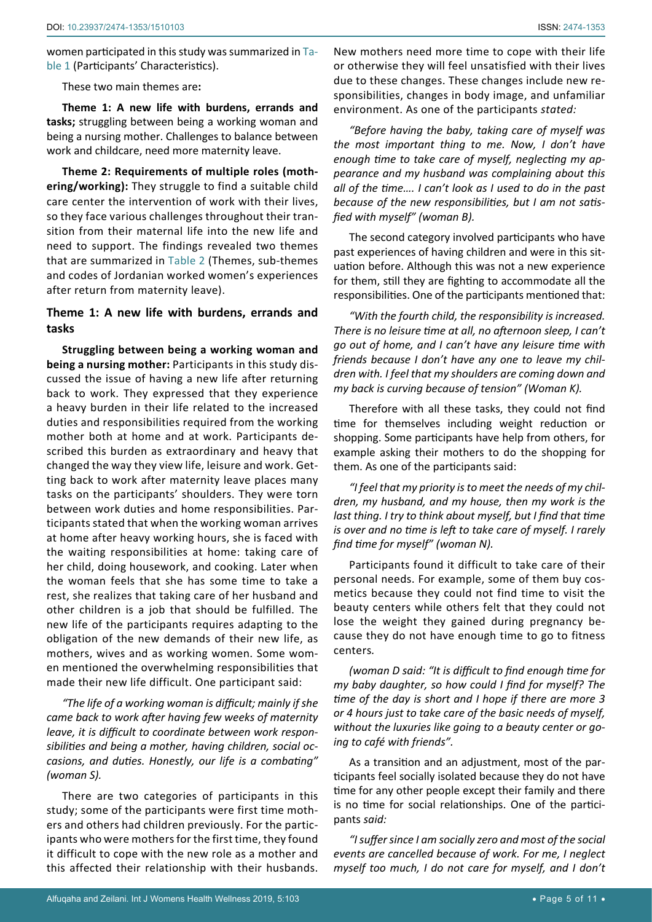women participated in this study was summarized in Table 1 (Participants' Characteristics).

These two main themes are**:**

**Theme 1: A new life with burdens, errands and tasks;** struggling between being a working woman and being a nursing mother. Challenges to balance between work and childcare, need more maternity leave.

**Theme 2: Requirements of multiple roles (mothering/working):** They struggle to find a suitable child care center the intervention of work with their lives, so they face various challenges throughout their transition from their maternal life into the new life and need to support. The findings revealed two themes that are summarized in Table 2 (Themes, sub-themes and codes of Jordanian worked women's experiences after return from maternity leave).

## Theme 1: A new life with burdens, errands and tasks

**Struggling between being a working woman and being a nursing mother:** Participants in this study discussed the issue of having a new life after returning back to work. They expressed that they experience a heavy burden in their life related to the increased duties and responsibilities required from the working mother both at home and at work. Participants described this burden as extraordinary and heavy that changed the way they view life, leisure and work. Getting back to work after maternity leave places many tasks on the participants' shoulders. They were torn between work duties and home responsibilities. Participants stated that when the working woman arrives at home after heavy working hours, she is faced with the waiting responsibilities at home: taking care of her child, doing housework, and cooking. Later when the woman feels that she has some time to take a rest, she realizes that taking care of her husband and other children is a job that should be fulfilled. The new life of the participants requires adapting to the obligation of the new demands of their new life, as mothers, wives and as working women. Some women mentioned the overwhelming responsibilities that made their new life difficult. One participant said:

*"The life of a working woman is difficult; mainly if she came back to work after having few weeks of maternity leave, it is difficult to coordinate between work responsibilities and being a mother, having children, social occasions, and duties. Honestly, our life is a combating" (woman S).*

There are two categories of participants in this study; some of the participants were first time mothers and others had children previously. For the participants who were mothers for the first time, they found it difficult to cope with the new role as a mother and this affected their relationship with their husbands. New mothers need more time to cope with their life or otherwise they will feel unsatisfied with their lives due to these changes. These changes include new responsibilities, changes in body image, and unfamiliar environment. As one of the participants *stated:*

*"Before having the baby, taking care of myself was the most important thing to me. Now, I don't have enough time to take care of myself, neglecting my appearance and my husband was complaining about this all of the time…. I can't look as I used to do in the past because of the new responsibilities, but I am not satisfied with myself" (woman B).*

The second category involved participants who have past experiences of having children and were in this situation before. Although this was not a new experience for them, still they are fighting to accommodate all the responsibilities. One of the participants mentioned that:

*"With the fourth child, the responsibility is increased. There is no leisure time at all, no afternoon sleep, I can't go out of home, and I can't have any leisure time with friends because I don't have any one to leave my children with. I feel that my shoulders are coming down and my back is curving because of tension" (Woman K).*

Therefore with all these tasks, they could not find time for themselves including weight reduction or shopping. Some participants have help from others, for example asking their mothers to do the shopping for them. As one of the participants said:

*"I feel that my priority is to meet the needs of my children, my husband, and my house, then my work is the last thing. I try to think about myself, but I find that time is over and no time is left to take care of myself. I rarely find time for myself" (woman N).*

Participants found it difficult to take care of their personal needs. For example, some of them buy cosmetics because they could not find time to visit the beauty centers while others felt that they could not lose the weight they gained during pregnancy because they do not have enough time to go to fitness centers.

*(woman D said: "It is difficult to find enough time for my baby daughter, so how could I find for myself? The time of the day is short and I hope if there are more 3 or 4 hours just to take care of the basic needs of myself, without the luxuries like going to a beauty center or going to café with friends".*

As a transition and an adjustment, most of the participants feel socially isolated because they do not have time for any other people except their family and there is no time for social relationships. One of the participants *said:*

*"I suffer since I am socially zero and most of the social events are cancelled because of work. For me, I neglect myself too much, I do not care for myself, and I don't*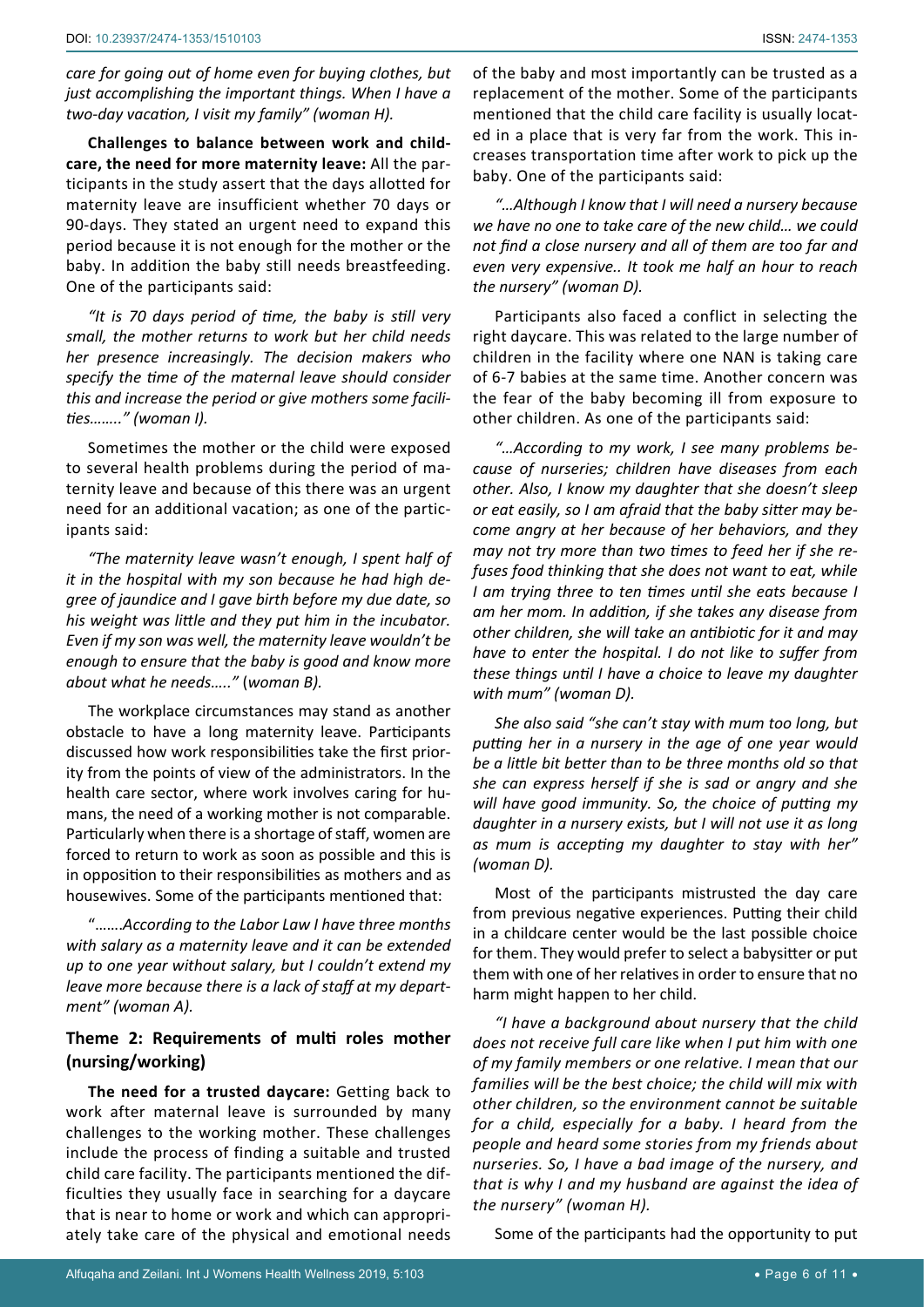*care for going out of home even for buying clothes, but just accomplishing the important things. When I have a two-day vacation, I visit my family" (woman H).*

**Challenges to balance between work and childcare, the need for more maternity leave:** All the participants in the study assert that the days allotted for maternity leave are insufficient whether 70 days or 90-days. They stated an urgent need to expand this period because it is not enough for the mother or the baby. In addition the baby still needs breastfeeding. One of the participants said:

*"It is 70 days period of time, the baby is still very small, the mother returns to work but her child needs her presence increasingly. The decision makers who specify the time of the maternal leave should consider this and increase the period or give mothers some facilities…….." (woman I).*

Sometimes the mother or the child were exposed to several health problems during the period of maternity leave and because of this there was an urgent need for an additional vacation; as one of the participants said:

*"The maternity leave wasn't enough, I spent half of it in the hospital with my son because he had high degree of jaundice and I gave birth before my due date, so his weight was little and they put him in the incubator. Even if my son was well, the maternity leave wouldn't be enough to ensure that the baby is good and know more about what he needs….." (woman B).*

The workplace circumstances may stand as another obstacle to have a long maternity leave. Participants discussed how work responsibilities take the first priority from the points of view of the administrators. In the health care sector, where work involves caring for humans, the need of a working mother is not comparable. Particularly when there is a shortage of staff, women are forced to return to work as soon as possible and this is in opposition to their responsibilities as mothers and as housewives. Some of the participants mentioned that:

"…….*According to the Labor Law I have three months with salary as a maternity leave and it can be extended up to one year without salary, but I couldn't extend my leave more because there is a lack of staff at my department" (woman A).*

## Theme 2: Requirements of multi roles mother (nursing/working)

**The need for a trusted daycare:** Getting back to work after maternal leave is surrounded by many challenges to the working mother. These challenges include the process of finding a suitable and trusted child care facility. The participants mentioned the difficulties they usually face in searching for a daycare that is near to home or work and which can appropriately take care of the physical and emotional needs of the baby and most importantly can be trusted as a replacement of the mother. Some of the participants mentioned that the child care facility is usually located in a place that is very far from the work. This increases transportation time after work to pick up the baby. One of the participants said:

*"…Although I know that I will need a nursery because we have no one to take care of the new child… we could not find a close nursery and all of them are too far and even very expensive.. It took me half an hour to reach the nursery" (woman D).*

Participants also faced a conflict in selecting the right daycare. This was related to the large number of children in the facility where one NAN is taking care of 6-7 babies at the same time. Another concern was the fear of the baby becoming ill from exposure to other children. As one of the participants said:

*"…According to my work, I see many problems because of nurseries; children have diseases from each other. Also, I know my daughter that she doesn't sleep or eat easily, so I am afraid that the baby sitter may become angry at her because of her behaviors, and they may not try more than two times to feed her if she refuses food thinking that she does not want to eat, while I am trying three to ten times until she eats because I am her mom. In addition, if she takes any disease from other children, she will take an antibiotic for it and may have to enter the hospital. I do not like to suffer from these things until I have a choice to leave my daughter with mum" (woman D).*

*She also said "she can't stay with mum too long, but putting her in a nursery in the age of one year would be a little bit better than to be three months old so that she can express herself if she is sad or angry and she will have good immunity. So, the choice of putting my daughter in a nursery exists, but I will not use it as long as mum is accepting my daughter to stay with her" (woman D).*

Most of the participants mistrusted the day care from previous negative experiences. Putting their child in a childcare center would be the last possible choice for them. They would prefer to select a babysitter or put them with one of her relatives in order to ensure that no harm might happen to her child.

*"I have a background about nursery that the child does not receive full care like when I put him with one of my family members or one relative. I mean that our families will be the best choice; the child will mix with other children, so the environment cannot be suitable for a child, especially for a baby. I heard from the people and heard some stories from my friends about nurseries. So, I have a bad image of the nursery, and that is why I and my husband are against the idea of the nursery" (woman H).*

Some of the participants had the opportunity to put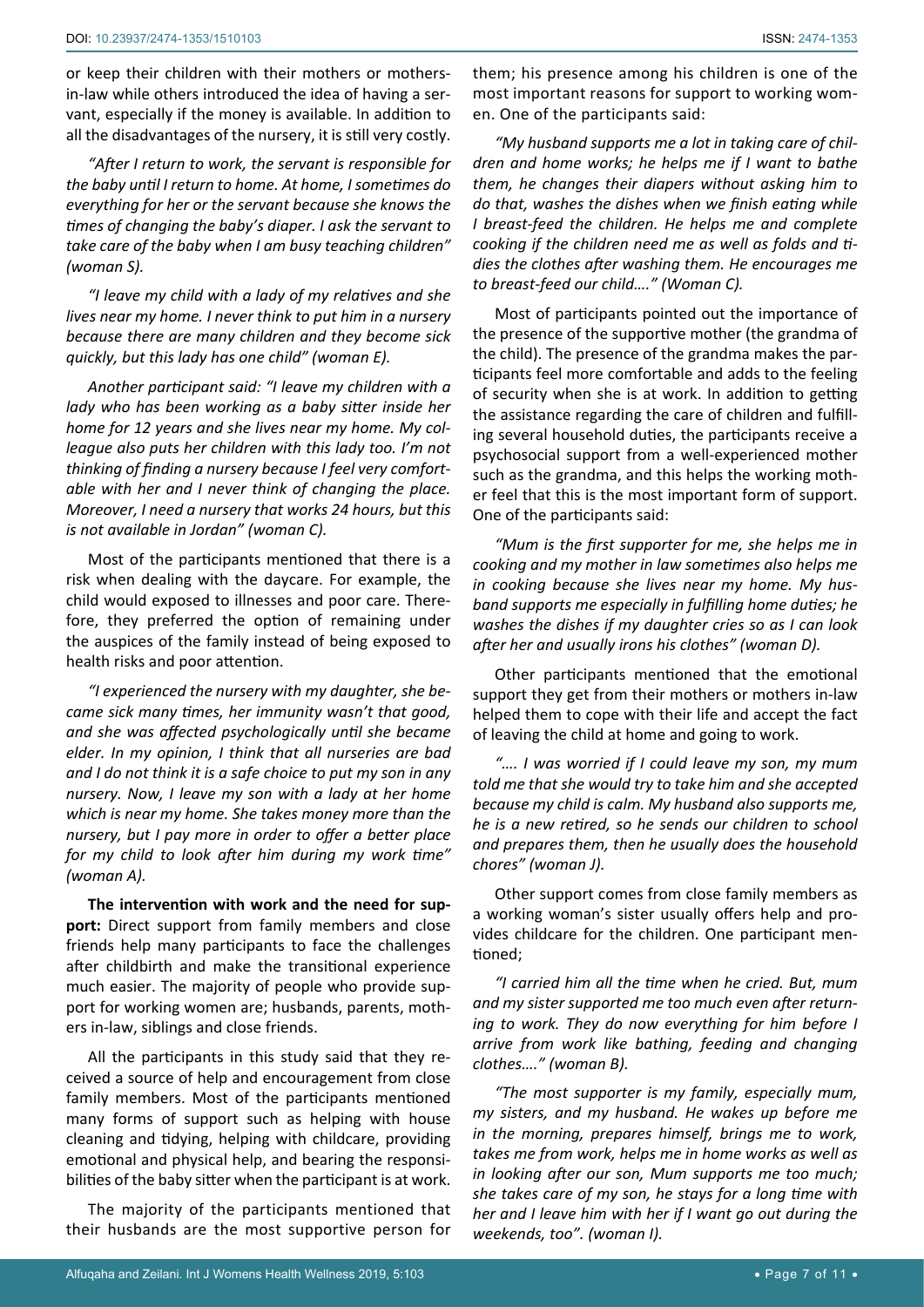or keep their children with their mothers or mothers-in-law while others introduced the idea of having a servant, especially if the money is available. In addition to all the disadvantages of the nursery, it is still very costly.

*"After I return to work, the servant is responsible for the baby until I return to home. At home, I sometimes do everything for her or the servant because she knows the times of changing the baby's diaper. I ask the servant to take care of the baby when I am busy teaching children" (woman S).*

*"I leave my child with a lady of my relatives and she lives near my home. I never think to put him in a nursery because there are many children and they become sick quickly, but this lady has one child" (woman E).*

*Another participant said: "I leave my children with a lady who has been working as a baby sitter inside her home for 12 years and she lives near my home. My colleague also puts her children with this lady too. I'm not thinking of finding a nursery because I feel very comfortable with her and I never think of changing the place. Moreover, I need a nursery that works 24 hours, but this is not available in Jordan" (woman C).*

Most of the participants mentioned that there is a risk when dealing with the daycare. For example, the child would exposed to illnesses and poor care. Therefore, they preferred the option of remaining under the auspices of the family instead of being exposed to health risks and poor attention.

*"I experienced the nursery with my daughter, she became sick many times, her immunity wasn't that good, and she was affected psychologically until she became elder. In my opinion, I think that all nurseries are bad and I do not think it is a safe choice to put my son in any nursery. Now, I leave my son with a lady at her home which is near my home. She takes money more than the nursery, but I pay more in order to offer a better place for my child to look after him during my work time" (woman A).*

**The intervention with work and the need for support:** Direct support from family members and close friends help many participants to face the challenges after childbirth and make the transitional experience much easier. The majority of people who provide support for working women are; husbands, parents, mothers in-law, siblings and close friends.

All the participants in this study said that they received a source of help and encouragement from close family members. Most of the participants mentioned many forms of support such as helping with house cleaning and tidying, helping with childcare, providing emotional and physical help, and bearing the responsibilities of the baby sitter when the participant is at work.

The majority of the participants mentioned that their husbands are the most supportive person for them; his presence among his children is one of the most important reasons for support to working women. One of the participants said:

*"My husband supports me a lot in taking care of children and home works; he helps me if I want to bathe them, he changes their diapers without asking him to do that, washes the dishes when we finish eating while I breast-feed the children. He helps me and complete cooking if the children need me as well as folds and tidies the clothes after washing them. He encourages me to breast-feed our child…." (Woman C).*

Most of participants pointed out the importance of the presence of the supportive mother (the grandma of the child). The presence of the grandma makes the participants feel more comfortable and adds to the feeling of security when she is at work. In addition to getting the assistance regarding the care of children and fulfilling several household duties, the participants receive a psychosocial support from a well-experienced mother such as the grandma, and this helps the working mother feel that this is the most important form of support. One of the participants said:

*"Mum is the first supporter for me, she helps me in cooking and my mother in law sometimes also helps me in cooking because she lives near my home. My husband supports me especially in fulfilling home duties; he washes the dishes if my daughter cries so as I can look after her and usually irons his clothes" (woman D).*

Other participants mentioned that the emotional support they get from their mothers or mothers in-law helped them to cope with their life and accept the fact of leaving the child at home and going to work.

*"…. I was worried if I could leave my son, my mum told me that she would try to take him and she accepted because my child is calm. My husband also supports me, he is a new retired, so he sends our children to school and prepares them, then he usually does the household chores" (woman J).*

Other support comes from close family members as a working woman's sister usually offers help and provides childcare for the children. One participant mentioned;

*"I carried him all the time when he cried. But, mum and my sister supported me too much even after returning to work. They do now everything for him before I arrive from work like bathing, feeding and changing clothes…." (woman B).*

*"The most supporter is my family, especially mum, my sisters, and my husband. He wakes up before me in the morning, prepares himself, brings me to work, takes me from work, helps me in home works as well as in looking after our son, Mum supports me too much; she takes care of my son, he stays for a long time with her and I leave him with her if I want go out during the weekends, too". (woman I).*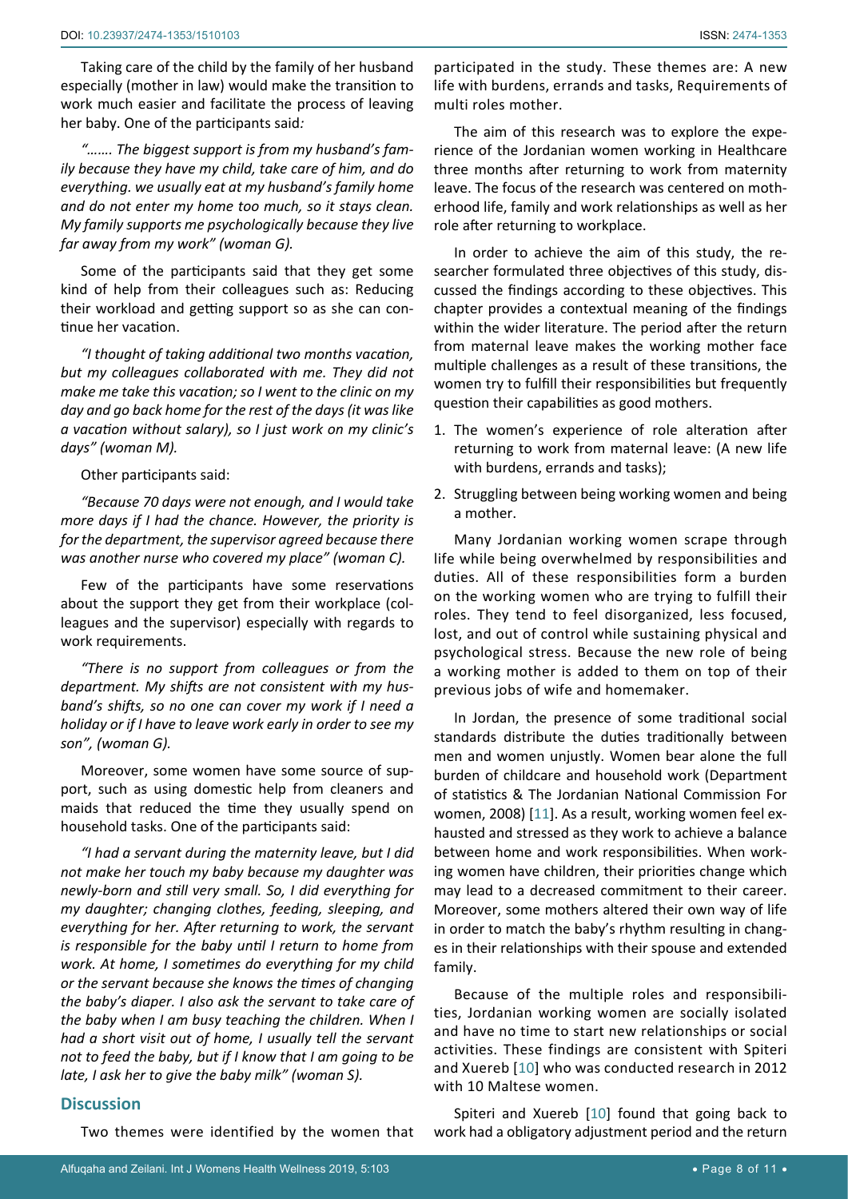Taking care of the child by the family of her husband especially (mother in law) would make the transition to work much easier and facilitate the process of leaving her baby. One of the participants said*:*

*"……. The biggest support is from my husband's family because they have my child, take care of him, and do everything. we usually eat at my husband's family home and do not enter my home too much, so it stays clean. My family supports me psychologically because they live far away from my work" (woman G).*

Some of the participants said that they get some kind of help from their colleagues such as: Reducing their workload and getting support so as she can continue her vacation.

*"I thought of taking additional two months vacation, but my colleagues collaborated with me. They did not make me take this vacation; so I went to the clinic on my day and go back home for the rest of the days (it was like a vacation without salary), so I just work on my clinic's days" (woman M).*

Other participants said:

*"Because 70 days were not enough, and I would take more days if I had the chance. However, the priority is for the department, the supervisor agreed because there was another nurse who covered my place" (woman C).*

Few of the participants have some reservations about the support they get from their workplace (colleagues and the supervisor) especially with regards to work requirements.

*"There is no support from colleagues or from the department. My shifts are not consistent with my husband's shifts, so no one can cover my work if I need a holiday or if I have to leave work early in order to see my son", (woman G).*

Moreover, some women have some source of support, such as using domestic help from cleaners and maids that reduced the time they usually spend on household tasks. One of the participants said:

*"I had a servant during the maternity leave, but I did not make her touch my baby because my daughter was newly-born and still very small. So, I did everything for my daughter; changing clothes, feeding, sleeping, and everything for her. After returning to work, the servant is responsible for the baby until I return to home from work. At home, I sometimes do everything for my child or the servant because she knows the times of changing the baby's diaper. I also ask the servant to take care of the baby when I am busy teaching the children. When I had a short visit out of home, I usually tell the servant not to feed the baby, but if I know that I am going to be late, I ask her to give the baby milk" (woman S).*

## Discussion

Two themes were identified by the women that participated in the study. These themes are: A new life with burdens, errands and tasks, Requirements of multi roles mother.

The aim of this research was to explore the experience of the Jordanian women working in Healthcare three months after returning to work from maternity leave. The focus of the research was centered on motherhood life, family and work relationships as well as her role after returning to workplace.

In order to achieve the aim of this study, the researcher formulated three objectives of this study, discussed the findings according to these objectives. This chapter provides a contextual meaning of the findings within the wider literature. The period after the return from maternal leave makes the working mother face multiple challenges as a result of these transitions, the women try to fulfill their responsibilities but frequently question their capabilities as good mothers.

1. The women's experience of role alteration after returning to work from maternal leave: (A new life with burdens, errands and tasks);
2. Struggling between being working women and being a mother.

Many Jordanian working women scrape through life while being overwhelmed by responsibilities and duties. All of these responsibilities form a burden on the working women who are trying to fulfill their roles. They tend to feel disorganized, less focused, lost, and out of control while sustaining physical and psychological stress. Because the new role of being a working mother is added to them on top of their previous jobs of wife and homemaker.

In Jordan, the presence of some traditional social standards distribute the duties traditionally between men and women unjustly. Women bear alone the full burden of childcare and household work (Department of statistics & The Jordanian National Commission For women, 2008) [11]. As a result, working women feel exhausted and stressed as they work to achieve a balance between home and work responsibilities. When working women have children, their priorities change which may lead to a decreased commitment to their career. Moreover, some mothers altered their own way of life in order to match the baby's rhythm resulting in changes in their relationships with their spouse and extended family.

Because of the multiple roles and responsibilities, Jordanian working women are socially isolated and have no time to start new relationships or social activities. These findings are consistent with Spiteri and Xuereb [10] who was conducted research in 2012 with 10 Maltese women.

Spiteri and Xuereb [10] found that going back to work had a obligatory adjustment period and the return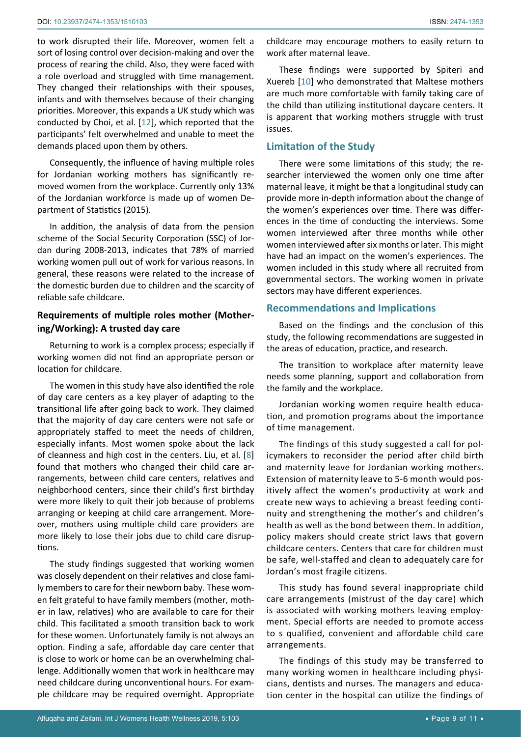to work disrupted their life. Moreover, women felt a sort of losing control over decision-making and over the process of rearing the child. Also, they were faced with a role overload and struggled with time management. They changed their relationships with their spouses, infants and with themselves because of their changing priorities. Moreover, this expands a UK study which was conducted by Choi, et al. [12], which reported that the participants' felt overwhelmed and unable to meet the demands placed upon them by others.

Consequently, the influence of having multiple roles for Jordanian working mothers has significantly removed women from the workplace. Currently only 13% of the Jordanian workforce is made up of women Department of Statistics (2015).

In addition, the analysis of data from the pension scheme of the Social Security Corporation (SSC) of Jordan during 2008-2013, indicates that 78% of married working women pull out of work for various reasons. In general, these reasons were related to the increase of the domestic burden due to children and the scarcity of reliable safe childcare.

### Requirements of multiple roles mother (Mothering/Working): A trusted day care

Returning to work is a complex process; especially if working women did not find an appropriate person or location for childcare.

The women in this study have also identified the role of day care centers as a key player of adapting to the transitional life after going back to work. They claimed that the majority of day care centers were not safe or appropriately staffed to meet the needs of children, especially infants. Most women spoke about the lack of cleanness and high cost in the centers. Liu, et al. [8] found that mothers who changed their child care arrangements, between child care centers, relatives and neighborhood centers, since their child's first birthday were more likely to quit their job because of problems arranging or keeping at child care arrangement. Moreover, mothers using multiple child care providers are more likely to lose their jobs due to child care disruptions.

The study findings suggested that working women was closely dependent on their relatives and close family members to care for their newborn baby. These women felt grateful to have family members (mother, mother in law, relatives) who are available to care for their child. This facilitated a smooth transition back to work for these women. Unfortunately family is not always an option. Finding a safe, affordable day care center that is close to work or home can be an overwhelming challenge. Additionally women that work in healthcare may need childcare during unconventional hours. For example childcare may be required overnight. Appropriate childcare may encourage mothers to easily return to work after maternal leave.

These findings were supported by Spiteri and Xuereb [10] who demonstrated that Maltese mothers are much more comfortable with family taking care of the child than utilizing institutional daycare centers. It is apparent that working mothers struggle with trust issues.

## Limitation of the Study

There were some limitations of this study; the researcher interviewed the women only one time after maternal leave, it might be that a longitudinal study can provide more in-depth information about the change of the women's experiences over time. There was differences in the time of conducting the interviews. Some women interviewed after three months while other women interviewed after six months or later. This might have had an impact on the women's experiences. The women included in this study where all recruited from governmental sectors. The working women in private sectors may have different experiences.

## Recommendations and Implications

Based on the findings and the conclusion of this study, the following recommendations are suggested in the areas of education, practice, and research.

The transition to workplace after maternity leave needs some planning, support and collaboration from the family and the workplace.

Jordanian working women require health education, and promotion programs about the importance of time management.

The findings of this study suggested a call for policymakers to reconsider the period after child birth and maternity leave for Jordanian working mothers. Extension of maternity leave to 5-6 month would positively affect the women's productivity at work and create new ways to achieving a breast feeding continuity and strengthening the mother's and children's health as well as the bond between them. In addition, policy makers should create strict laws that govern childcare centers. Centers that care for children must be safe, well-staffed and clean to adequately care for Jordan's most fragile citizens.

This study has found several inappropriate child care arrangements (mistrust of the day care) which is associated with working mothers leaving employment. Special efforts are needed to promote access to s qualified, convenient and affordable child care arrangements.

The findings of this study may be transferred to many working women in healthcare including physicians, dentists and nurses. The managers and education center in the hospital can utilize the findings of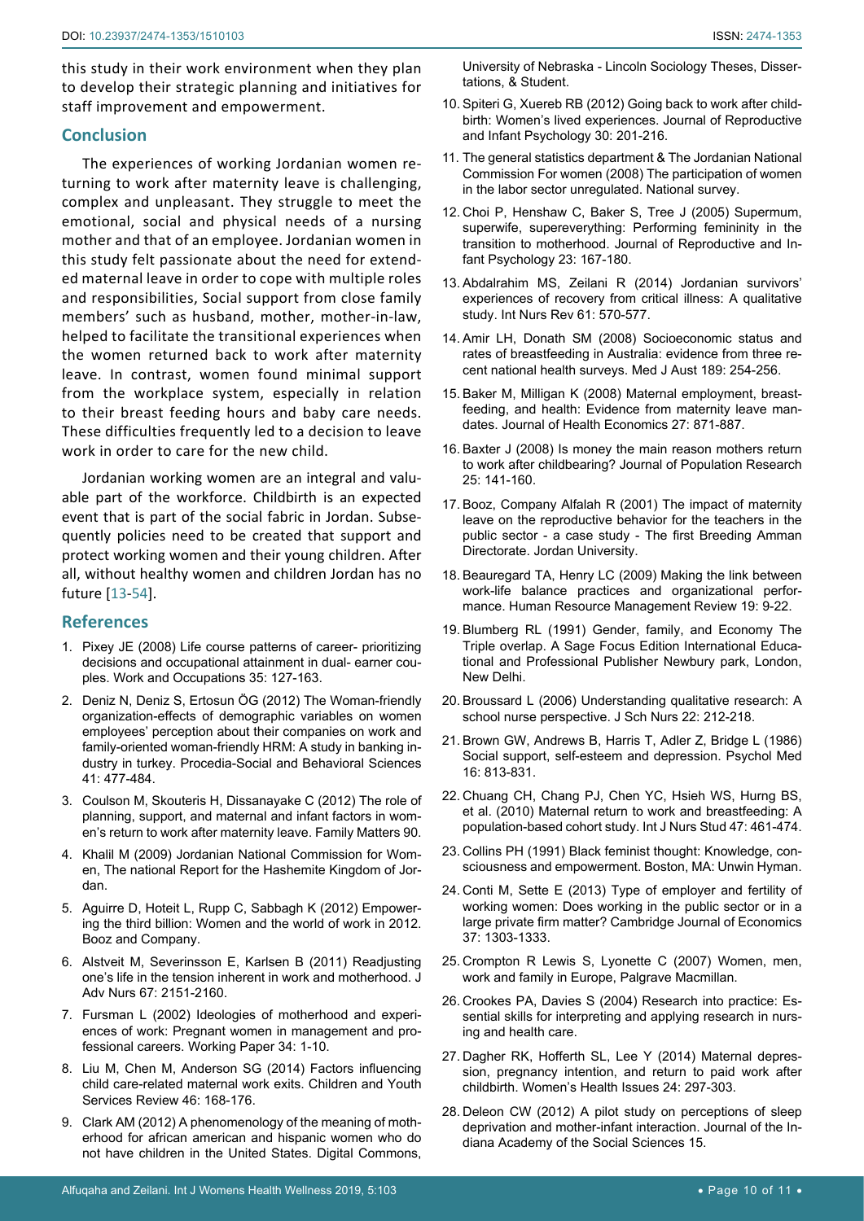this study in their work environment when they plan to develop their strategic planning and initiatives for staff improvement and empowerment.

## Conclusion

The experiences of working Jordanian women returning to work after maternity leave is challenging, complex and unpleasant. They struggle to meet the emotional, social and physical needs of a nursing mother and that of an employee. Jordanian women in this study felt passionate about the need for extended maternal leave in order to cope with multiple roles and responsibilities, Social support from close family members' such as husband, mother, mother-in-law, helped to facilitate the transitional experiences when the women returned back to work after maternity leave. In contrast, women found minimal support from the workplace system, especially in relation to their breast feeding hours and baby care needs. These difficulties frequently led to a decision to leave work in order to care for the new child.

Jordanian working women are an integral and valuable part of the workforce. Childbirth is an expected event that is part of the social fabric in Jordan. Subsequently policies need to be created that support and protect working women and their young children. After all, without healthy women and children Jordan has no future [13-54].

## References

1. Pixey JE (2008) Life course patterns of career- prioritizing decisions and occupational attainment in dual- earner couples. Work and Occupations 35: 127-163.
2. Deniz N, Deniz S, Ertosun ÖG (2012) The Woman-friendly organization-effects of demographic variables on women employees' perception about their companies on work and family-oriented woman-friendly HRM: A study in banking industry in turkey. Procedia-Social and Behavioral Sciences 41: 477-484.
3. Coulson M, Skouteris H, Dissanayake C (2012) The role of planning, support, and maternal and infant factors in women's return to work after maternity leave. Family Matters 90.
4. Khalil M (2009) Jordanian National Commission for Women, The national Report for the Hashemite Kingdom of Jordan.
5. Aguirre D, Hoteit L, Rupp C, Sabbagh K (2012) Empowering the third billion: Women and the world of work in 2012. Booz and Company.
6. Alstveit M, Severinsson E, Karlsen B (2011) Readjusting one's life in the tension inherent in work and motherhood. J Adv Nurs 67: 2151-2160.
7. Fursman L (2002) Ideologies of motherhood and experiences of work: Pregnant women in management and professional careers. Working Paper 34: 1-10.
8. Liu M, Chen M, Anderson SG (2014) Factors influencing child care-related maternal work exits. Children and Youth Services Review 46: 168-176.
9. Clark AM (2012) A phenomenology of the meaning of motherhood for african american and hispanic women who do not have children in the United States. Digital Commons, University of Nebraska - Lincoln Sociology Theses, Dissertations, & Student.
10. Spiteri G, Xuereb RB (2012) Going back to work after childbirth: Women's lived experiences. Journal of Reproductive and Infant Psychology 30: 201-216.
11. The general statistics department & The Jordanian National Commission For women (2008) The participation of women in the labor sector unregulated. National survey.
12. Choi P, Henshaw C, Baker S, Tree J (2005) Supermum, superwife, supereverything: Performing femininity in the transition to motherhood. Journal of Reproductive and Infant Psychology 23: 167-180.
13. Abdalrahim MS, Zeilani R (2014) Jordanian survivors' experiences of recovery from critical illness: A qualitative study. Int Nurs Rev 61: 570-577.
14. Amir LH, Donath SM (2008) Socioeconomic status and rates of breastfeeding in Australia: evidence from three recent national health surveys. Med J Aust 189: 254-256.
15. Baker M, Milligan K (2008) Maternal employment, breastfeeding, and health: Evidence from maternity leave mandates. Journal of Health Economics 27: 871-887.
16. Baxter J (2008) Is money the main reason mothers return to work after childbearing? Journal of Population Research 25: 141-160.
17. Booz, Company Alfalah R (2001) The impact of maternity leave on the reproductive behavior for the teachers in the public sector - a case study - The first Breeding Amman Directorate. Jordan University.
18. Beauregard TA, Henry LC (2009) Making the link between work-life balance practices and organizational performance. Human Resource Management Review 19: 9-22.
19. Blumberg RL (1991) Gender, family, and Economy The Triple overlap. A Sage Focus Edition International Educational and Professional Publisher Newbury park, London, New Delhi.
20. Broussard L (2006) Understanding qualitative research: A school nurse perspective. J Sch Nurs 22: 212-218.
21. Brown GW, Andrews B, Harris T, Adler Z, Bridge L (1986) Social support, self-esteem and depression. Psychol Med 16: 813-831.
22. Chuang CH, Chang PJ, Chen YC, Hsieh WS, Hurng BS, et al. (2010) Maternal return to work and breastfeeding: A population-based cohort study. Int J Nurs Stud 47: 461-474.
23. Collins PH (1991) Black feminist thought: Knowledge, consciousness and empowerment. Boston, MA: Unwin Hyman.
24. Conti M, Sette E (2013) Type of employer and fertility of working women: Does working in the public sector or in a large private firm matter? Cambridge Journal of Economics 37: 1303-1333.
25. Crompton R Lewis S, Lyonette C (2007) Women, men, work and family in Europe, Palgrave Macmillan.
26. Crookes PA, Davies S (2004) Research into practice: Essential skills for interpreting and applying research in nursing and health care.
27. Dagher RK, Hofferth SL, Lee Y (2014) Maternal depression, pregnancy intention, and return to paid work after childbirth. Women's Health Issues 24: 297-303.
28. Deleon CW (2012) A pilot study on perceptions of sleep deprivation and mother-infant interaction. Journal of the Indiana Academy of the Social Sciences 15.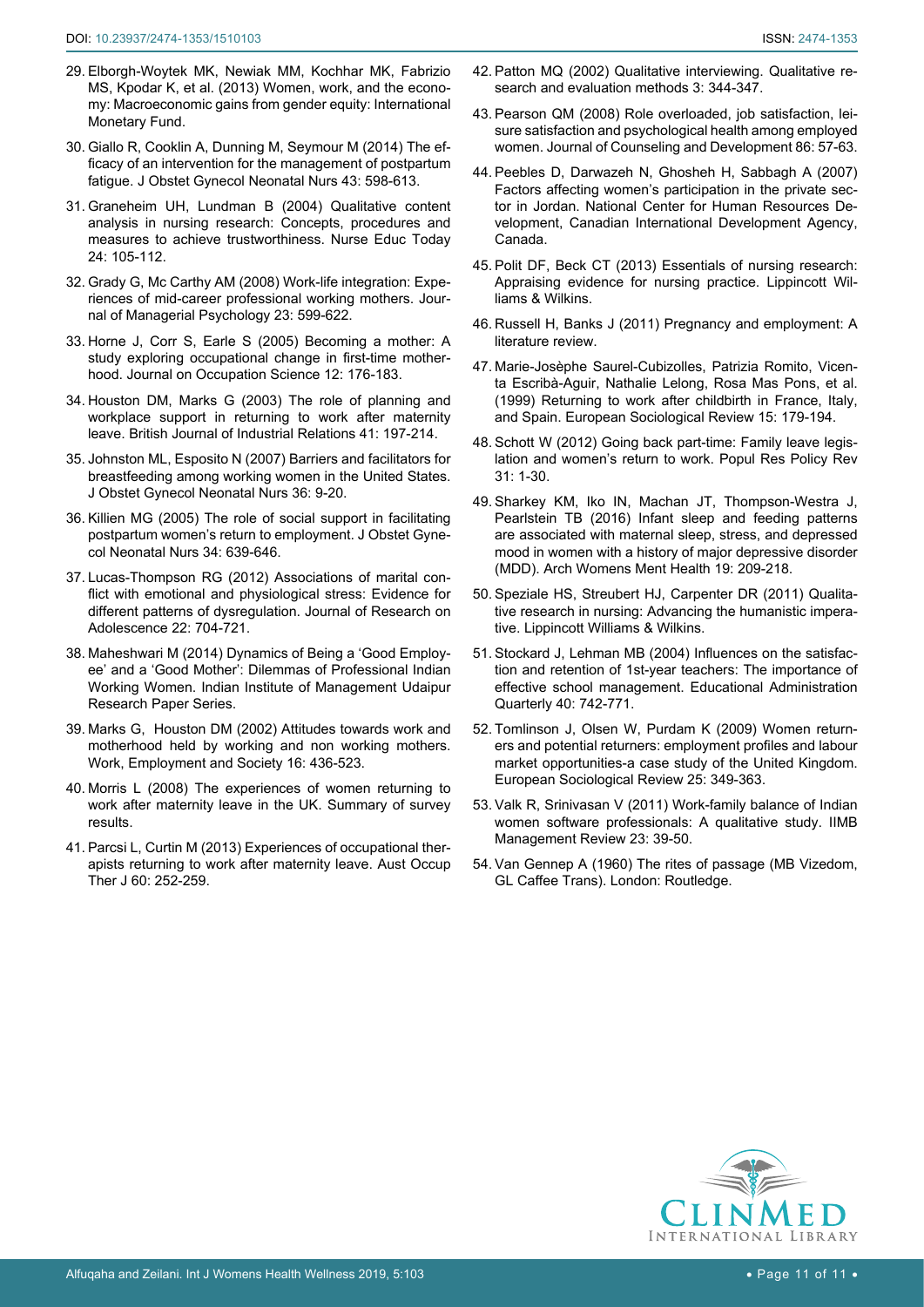29. Elborgh-Woytek MK, Newiak MM, Kochhar MK, Fabrizio MS, Kpodar K, et al. (2013) Women, work, and the economy: Macroeconomic gains from gender equity: International Monetary Fund.
30. Giallo R, Cooklin A, Dunning M, Seymour M (2014) The efficacy of an intervention for the management of postpartum fatigue. J Obstet Gynecol Neonatal Nurs 43: 598-613.
31. Graneheim UH, Lundman B (2004) Qualitative content analysis in nursing research: Concepts, procedures and measures to achieve trustworthiness. Nurse Educ Today 24: 105-112.
32. Grady G, Mc Carthy AM (2008) Work-life integration: Experiences of mid-career professional working mothers. Journal of Managerial Psychology 23: 599-622.
33. Horne J, Corr S, Earle S (2005) Becoming a mother: A study exploring occupational change in first-time motherhood. Journal on Occupation Science 12: 176-183.
34. Houston DM, Marks G (2003) The role of planning and workplace support in returning to work after maternity leave. British Journal of Industrial Relations 41: 197-214.
35. Johnston ML, Esposito N (2007) Barriers and facilitators for breastfeeding among working women in the United States. J Obstet Gynecol Neonatal Nurs 36: 9-20.
36. Killien MG (2005) The role of social support in facilitating postpartum women's return to employment. J Obstet Gynecol Neonatal Nurs 34: 639-646.
37. Lucas-Thompson RG (2012) Associations of marital conflict with emotional and physiological stress: Evidence for different patterns of dysregulation. Journal of Research on Adolescence 22: 704-721.
38. Maheshwari M (2014) Dynamics of Being a 'Good Employee' and a 'Good Mother': Dilemmas of Professional Indian Working Women. Indian Institute of Management Udaipur Research Paper Series.
39. Marks G, Houston DM (2002) Attitudes towards work and motherhood held by working and non working mothers. Work, Employment and Society 16: 436-523.
40. Morris L (2008) The experiences of women returning to work after maternity leave in the UK. Summary of survey results.
41. Parcsi L, Curtin M (2013) Experiences of occupational therapists returning to work after maternity leave. Aust Occup Ther J 60: 252-259.
42. Patton MQ (2002) Qualitative interviewing. Qualitative research and evaluation methods 3: 344-347.
43. Pearson QM (2008) Role overloaded, job satisfaction, leisure satisfaction and psychological health among employed women. Journal of Counseling and Development 86: 57-63.
44. Peebles D, Darwazeh N, Ghosheh H, Sabbagh A (2007) Factors affecting women's participation in the private sector in Jordan. National Center for Human Resources Development, Canadian International Development Agency, Canada.
45. Polit DF, Beck CT (2013) Essentials of nursing research: Appraising evidence for nursing practice. Lippincott Williams & Wilkins.
46. Russell H, Banks J (2011) Pregnancy and employment: A literature review.
47. Marie-Josèphe Saurel-Cubizolles, Patrizia Romito, Vicenta Escribà-Aguir, Nathalie Lelong, Rosa Mas Pons, et al. (1999) Returning to work after childbirth in France, Italy, and Spain. European Sociological Review 15: 179-194.
48. Schott W (2012) Going back part-time: Family leave legislation and women's return to work. Popul Res Policy Rev 31: 1-30.
49. Sharkey KM, Iko IN, Machan JT, Thompson-Westra J, Pearlstein TB (2016) Infant sleep and feeding patterns are associated with maternal sleep, stress, and depressed mood in women with a history of major depressive disorder (MDD). Arch Womens Ment Health 19: 209-218.
50. Speziale HS, Streubert HJ, Carpenter DR (2011) Qualitative research in nursing: Advancing the humanistic imperative. Lippincott Williams & Wilkins.
51. Stockard J, Lehman MB (2004) Influences on the satisfaction and retention of 1st-year teachers: The importance of effective school management. Educational Administration Quarterly 40: 742-771.
52. Tomlinson J, Olsen W, Purdam K (2009) Women returners and potential returners: employment profiles and labour market opportunities-a case study of the United Kingdom. European Sociological Review 25: 349-363.
53. Valk R, Srinivasan V (2011) Work-family balance of Indian women software professionals: A qualitative study. IIMB Management Review 23: 39-50.
54. Van Gennep A (1960) The rites of passage (MB Vizedom, GL Caffee Trans). London: Routledge.